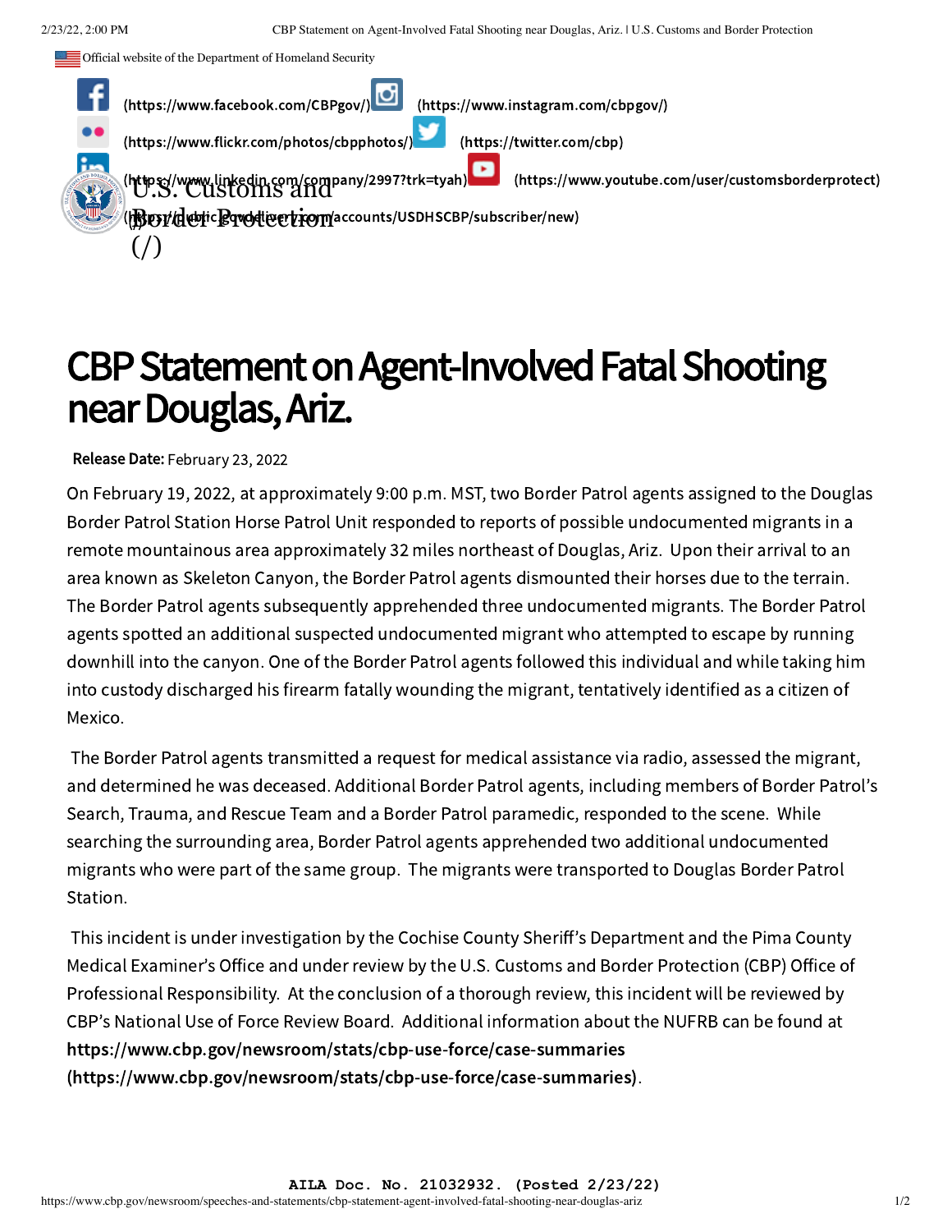Official website of the Department of Homeland Security

(https://www.facebook.com/CBPgov/) (https://www.instagram.com/cbpgov/)
(https://www.flickr.com/photos/cbpphotos/) (https://twitter.com/cbp)
(https://www.linkedin.com/company/2997?trk=tyah) (https://www.youtube.com/user/customsborderprotect)
(https://public.govdelivery.com/accounts/USDHSCBP/subscriber/new)

U.S. Customs and Border Protection (/)

# CBP Statement on Agent-Involved Fatal Shooting near Douglas, Ariz.

**Release Date:** February 23, 2022

On February 19, 2022, at approximately 9:00 p.m. MST, two Border Patrol agents assigned to the Douglas Border Patrol Station Horse Patrol Unit responded to reports of possible undocumented migrants in a remote mountainous area approximately 32 miles northeast of Douglas, Ariz. Upon their arrival to an area known as Skeleton Canyon, the Border Patrol agents dismounted their horses due to the terrain. The Border Patrol agents subsequently apprehended three undocumented migrants. The Border Patrol agents spotted an additional suspected undocumented migrant who attempted to escape by running downhill into the canyon. One of the Border Patrol agents followed this individual and while taking him into custody discharged his firearm fatally wounding the migrant, tentatively identified as a citizen of Mexico.

The Border Patrol agents transmitted a request for medical assistance via radio, assessed the migrant, and determined he was deceased. Additional Border Patrol agents, including members of Border Patrol's Search, Trauma, and Rescue Team and a Border Patrol paramedic, responded to the scene. While searching the surrounding area, Border Patrol agents apprehended two additional undocumented migrants who were part of the same group. The migrants were transported to Douglas Border Patrol Station.

This incident is under investigation by the Cochise County Sheriff's Department and the Pima County Medical Examiner's Office and under review by the U.S. Customs and Border Protection (CBP) Office of Professional Responsibility. At the conclusion of a thorough review, this incident will be reviewed by CBP's National Use of Force Review Board. Additional information about the NUFRB can be found at **https://www.cbp.gov/newsroom/stats/cbp-use-force/case-summaries (https://www.cbp.gov/newsroom/stats/cbp-use-force/case-summaries)**.

AILA Doc. No. 21032932. (Posted 2/23/22)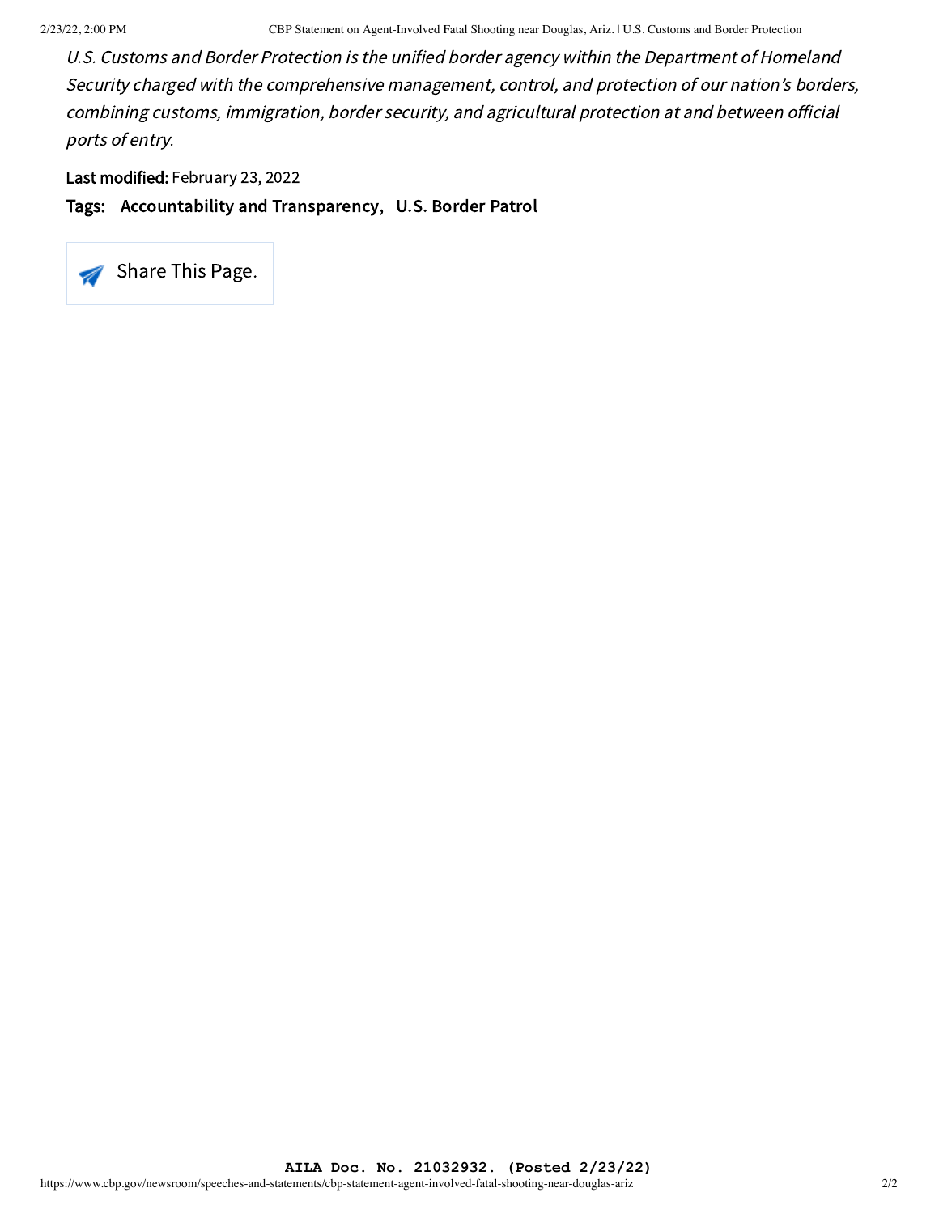*U.S. Customs and Border Protection is the unified border agency within the Department of Homeland Security charged with the comprehensive management, control, and protection of our nation's borders, combining customs, immigration, border security, and agricultural protection at and between official ports of entry.*

**Last modified:** February 23, 2022

**Tags:** **Accountability and Transparency**, **U.S. Border Patrol**

Share This Page.

**AILA Doc. No. 21032932. (Posted 2/23/22)**